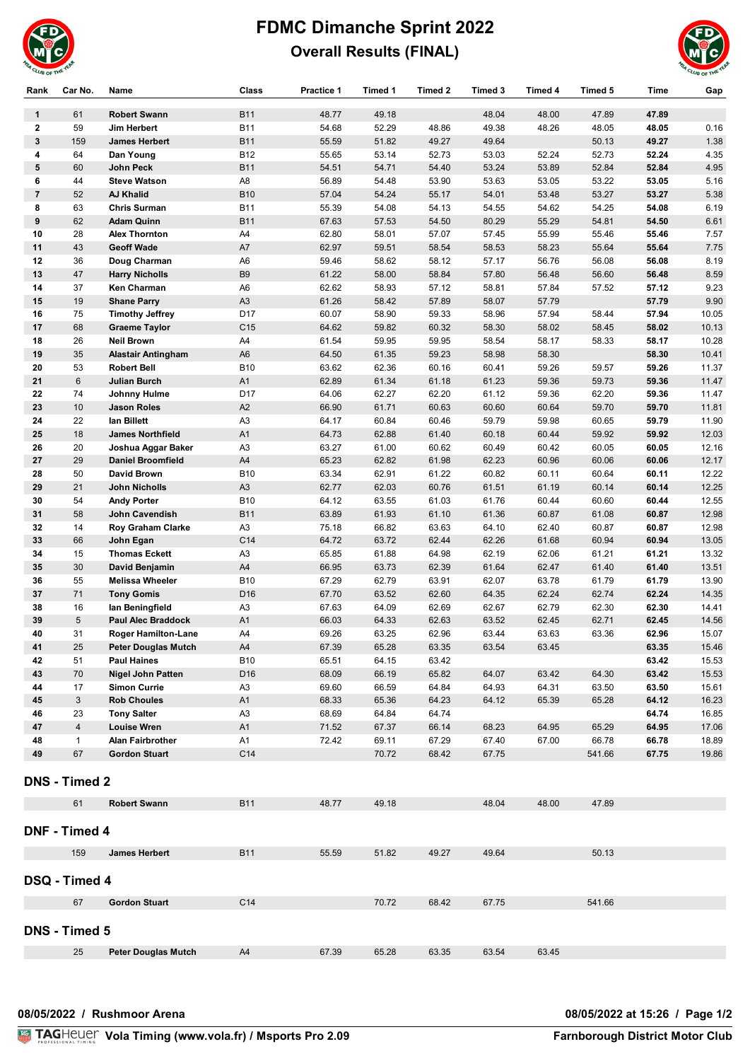# FDMC Dimanche Sprint 2022

## Overall Results (FINAL)

| Rank | Car No. | Name | Class | Practice 1 | Timed 1 | Timed 2 | Timed 3 | Timed 4 | Timed 5 | Time | Gap |
|---|---|---|---|---|---|---|---|---|---|---|---|
| 1 | 61 | **Robert Swann** | B11 | 48.77 | 49.18 | | 48.04 | 48.00 | 47.89 | **47.89** | |
| 2 | 59 | **Jim Herbert** | B11 | 54.68 | 52.29 | 48.86 | 49.38 | 48.26 | 48.05 | **48.05** | 0.16 |
| 3 | 159 | **James Herbert** | B11 | 55.59 | 51.82 | 49.27 | 49.64 | | 50.13 | **49.27** | 1.38 |
| 4 | 64 | **Dan Young** | B12 | 55.65 | 53.14 | 52.73 | 53.03 | 52.24 | 52.73 | **52.24** | 4.35 |
| 5 | 60 | **John Peck** | B11 | 54.51 | 54.71 | 54.40 | 53.24 | 53.89 | 52.84 | **52.84** | 4.95 |
| 6 | 44 | **Steve Watson** | A8 | 56.89 | 54.48 | 53.90 | 53.63 | 53.05 | 53.22 | **53.05** | 5.16 |
| 7 | 52 | **AJ Khalid** | B10 | 57.04 | 54.24 | 55.17 | 54.01 | 53.48 | 53.27 | **53.27** | 5.38 |
| 8 | 63 | **Chris Surman** | B11 | 55.39 | 54.08 | 54.13 | 54.55 | 54.62 | 54.25 | **54.08** | 6.19 |
| 9 | 62 | **Adam Quinn** | B11 | 67.63 | 57.53 | 54.50 | 80.29 | 55.29 | 54.81 | **54.50** | 6.61 |
| 10 | 28 | **Alex Thornton** | A4 | 62.80 | 58.01 | 57.07 | 57.45 | 55.99 | 55.46 | **55.46** | 7.57 |
| 11 | 43 | **Geoff Wade** | A7 | 62.97 | 59.51 | 58.54 | 58.53 | 58.23 | 55.64 | **55.64** | 7.75 |
| 12 | 36 | **Doug Charman** | A6 | 59.46 | 58.62 | 58.12 | 57.17 | 56.76 | 56.08 | **56.08** | 8.19 |
| 13 | 47 | **Harry Nicholls** | B9 | 61.22 | 58.00 | 58.84 | 57.80 | 56.48 | 56.60 | **56.48** | 8.59 |
| 14 | 37 | **Ken Charman** | A6 | 62.62 | 58.93 | 57.12 | 58.81 | 57.84 | 57.52 | **57.12** | 9.23 |
| 15 | 19 | **Shane Parry** | A3 | 61.26 | 58.42 | 57.89 | 58.07 | 57.79 | | **57.79** | 9.90 |
| 16 | 75 | **Timothy Jeffrey** | D17 | 60.07 | 58.90 | 59.33 | 58.96 | 57.94 | 58.44 | **57.94** | 10.05 |
| 17 | 68 | **Graeme Taylor** | C15 | 64.62 | 59.82 | 60.32 | 58.30 | 58.02 | 58.45 | **58.02** | 10.13 |
| 18 | 26 | **Neil Brown** | A4 | 61.54 | 59.95 | 59.95 | 58.54 | 58.17 | 58.33 | **58.17** | 10.28 |
| 19 | 35 | **Alastair Antingham** | A6 | 64.50 | 61.35 | 59.23 | 58.98 | 58.30 | | **58.30** | 10.41 |
| 20 | 53 | **Robert Bell** | B10 | 63.62 | 62.36 | 60.16 | 60.41 | 59.26 | 59.57 | **59.26** | 11.37 |
| 21 | 6 | **Julian Burch** | A1 | 62.89 | 61.34 | 61.18 | 61.23 | 59.36 | 59.73 | **59.36** | 11.47 |
| 22 | 74 | **Johnny Hulme** | D17 | 64.06 | 62.27 | 62.20 | 61.12 | 59.36 | 62.20 | **59.36** | 11.47 |
| 23 | 10 | **Jason Roles** | A2 | 66.90 | 61.71 | 60.63 | 60.60 | 60.64 | 59.70 | **59.70** | 11.81 |
| 24 | 22 | **Ian Billett** | A3 | 64.17 | 60.84 | 60.46 | 59.79 | 59.98 | 60.65 | **59.79** | 11.90 |
| 25 | 18 | **James Northfield** | A1 | 64.73 | 62.88 | 61.40 | 60.18 | 60.44 | 59.92 | **59.92** | 12.03 |
| 26 | 20 | **Joshua Aggar Baker** | A3 | 63.27 | 61.00 | 60.62 | 60.49 | 60.42 | 60.05 | **60.05** | 12.16 |
| 27 | 29 | **Daniel Broomfield** | A4 | 65.23 | 62.82 | 61.98 | 62.23 | 60.96 | 60.06 | **60.06** | 12.17 |
| 28 | 50 | **David Brown** | B10 | 63.34 | 62.91 | 61.22 | 60.82 | 60.11 | 60.64 | **60.11** | 12.22 |
| 29 | 21 | **John Nicholls** | A3 | 62.77 | 62.03 | 60.76 | 61.51 | 61.19 | 60.14 | **60.14** | 12.25 |
| 30 | 54 | **Andy Porter** | B10 | 64.12 | 63.55 | 61.03 | 61.76 | 60.44 | 60.60 | **60.44** | 12.55 |
| 31 | 58 | **John Cavendish** | B11 | 63.89 | 61.93 | 61.10 | 61.36 | 60.87 | 61.08 | **60.87** | 12.98 |
| 32 | 14 | **Roy Graham Clarke** | A3 | 75.18 | 66.82 | 63.63 | 64.10 | 62.40 | 60.87 | **60.87** | 12.98 |
| 33 | 66 | **John Egan** | C14 | 64.72 | 63.72 | 62.44 | 62.26 | 61.68 | 60.94 | **60.94** | 13.05 |
| 34 | 15 | **Thomas Eckett** | A3 | 65.85 | 61.88 | 64.98 | 62.19 | 62.06 | 61.21 | **61.21** | 13.32 |
| 35 | 30 | **David Benjamin** | A4 | 66.95 | 63.73 | 62.39 | 61.64 | 62.47 | 61.40 | **61.40** | 13.51 |
| 36 | 55 | **Melissa Wheeler** | B10 | 67.29 | 62.79 | 63.91 | 62.07 | 63.78 | 61.79 | **61.79** | 13.90 |
| 37 | 71 | **Tony Gomis** | D16 | 67.70 | 63.52 | 62.60 | 64.35 | 62.24 | 62.74 | **62.24** | 14.35 |
| 38 | 16 | **Ian Beningfield** | A3 | 67.63 | 64.09 | 62.69 | 62.67 | 62.79 | 62.30 | **62.30** | 14.41 |
| 39 | 5 | **Paul Alec Braddock** | A1 | 66.03 | 64.33 | 62.63 | 63.52 | 62.45 | 62.71 | **62.45** | 14.56 |
| 40 | 31 | **Roger Hamilton-Lane** | A4 | 69.26 | 63.25 | 62.96 | 63.44 | 63.63 | 63.36 | **62.96** | 15.07 |
| 41 | 25 | **Peter Douglas Mutch** | A4 | 67.39 | 65.28 | 63.35 | 63.54 | 63.45 | | **63.35** | 15.46 |
| 42 | 51 | **Paul Haines** | B10 | 65.51 | 64.15 | 63.42 | | | | **63.42** | 15.53 |
| 43 | 70 | **Nigel John Patten** | D16 | 68.09 | 66.19 | 65.82 | 64.07 | 63.42 | 64.30 | **63.42** | 15.53 |
| 44 | 17 | **Simon Currie** | A3 | 69.60 | 66.59 | 64.84 | 64.93 | 64.31 | 63.50 | **63.50** | 15.61 |
| 45 | 3 | **Rob Choules** | A1 | 68.33 | 65.36 | 64.23 | 64.12 | 65.39 | 65.28 | **64.12** | 16.23 |
| 46 | 23 | **Tony Salter** | A3 | 68.69 | 64.84 | 64.74 | | | | **64.74** | 16.85 |
| 47 | 4 | **Louise Wren** | A1 | 71.52 | 67.37 | 66.14 | 68.23 | 64.95 | 65.29 | **64.95** | 17.06 |
| 48 | 1 | **Alan Fairbrother** | A1 | 72.42 | 69.11 | 67.29 | 67.40 | 67.00 | 66.78 | **66.78** | 18.89 |
| 49 | 67 | **Gordon Stuart** | C14 | | 70.72 | 68.42 | 67.75 | | 541.66 | **67.75** | 19.86 |

## DNS - Timed 2

| Car No. | Name | Class | Practice 1 | Timed 1 | Timed 2 | Timed 3 | Timed 4 | Timed 5 |
|---|---|---|---|---|---|---|---|---|
| 61 | **Robert Swann** | B11 | 48.77 | 49.18 | | 48.04 | 48.00 | 47.89 |

## DNF - Timed 4

| Car No. | Name | Class | Practice 1 | Timed 1 | Timed 2 | Timed 3 | Timed 4 | Timed 5 |
|---|---|---|---|---|---|---|---|---|
| 159 | **James Herbert** | B11 | 55.59 | 51.82 | 49.27 | 49.64 | | 50.13 |

## DSQ - Timed 4

| Car No. | Name | Class | Practice 1 | Timed 1 | Timed 2 | Timed 3 | Timed 4 | Timed 5 |
|---|---|---|---|---|---|---|---|---|
| 67 | **Gordon Stuart** | C14 | | 70.72 | 68.42 | 67.75 | | 541.66 |

## DNS - Timed 5

| Car No. | Name | Class | Practice 1 | Timed 1 | Timed 2 | Timed 3 | Timed 4 | Timed 5 |
|---|---|---|---|---|---|---|---|---|
| 25 | **Peter Douglas Mutch** | A4 | 67.39 | 65.28 | 63.35 | 63.54 | 63.45 | |

**08/05/2022 / Rushmoor Arena** — **08/05/2022 at 15:26**

**Vola Timing (www.vola.fr) / Msports Pro 2.09** — **Farnborough District Motor Club**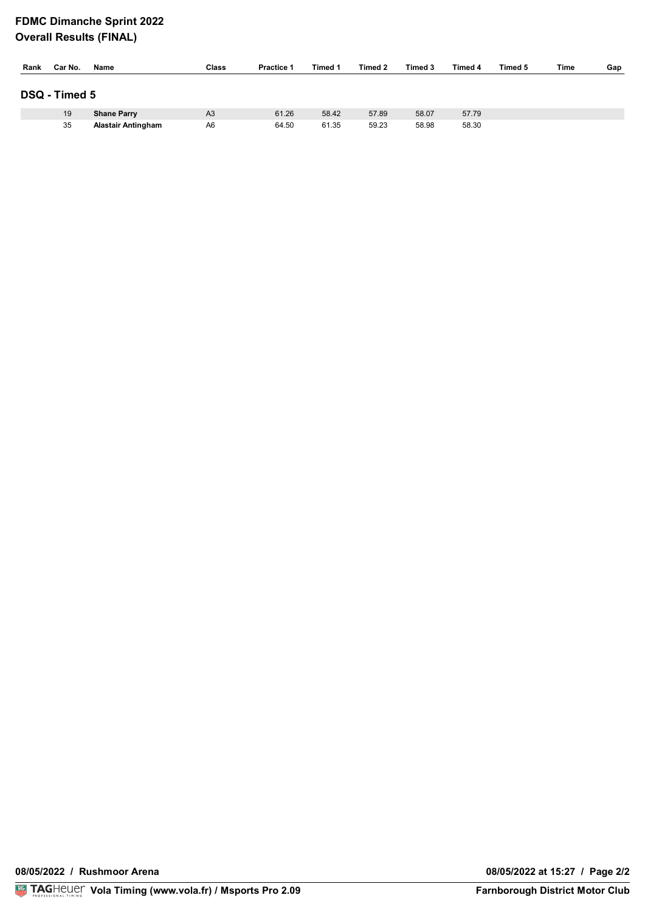# FDMC Dimanche Sprint 2022
## Overall Results (FINAL)

| Rank | Car No. | Name | Class | Practice 1 | Timed 1 | Timed 2 | Timed 3 | Timed 4 | Timed 5 | Time | Gap |
|---|---|---|---|---|---|---|---|---|---|---|---|
| **DSQ - Timed 5** | | | | | | | | | | | |
| | 19 | **Shane Parry** | A3 | 61.26 | 58.42 | 57.89 | 58.07 | 57.79 | | | |
| | 35 | **Alastair Antingham** | A6 | 64.50 | 61.35 | 59.23 | 58.98 | 58.30 | | | |

**08/05/2022 / Rushmoor Arena**

**08/05/2022 at 15:27**

**Vola Timing (www.vola.fr) / Msports Pro 2.09**

**Farnborough District Motor Club**